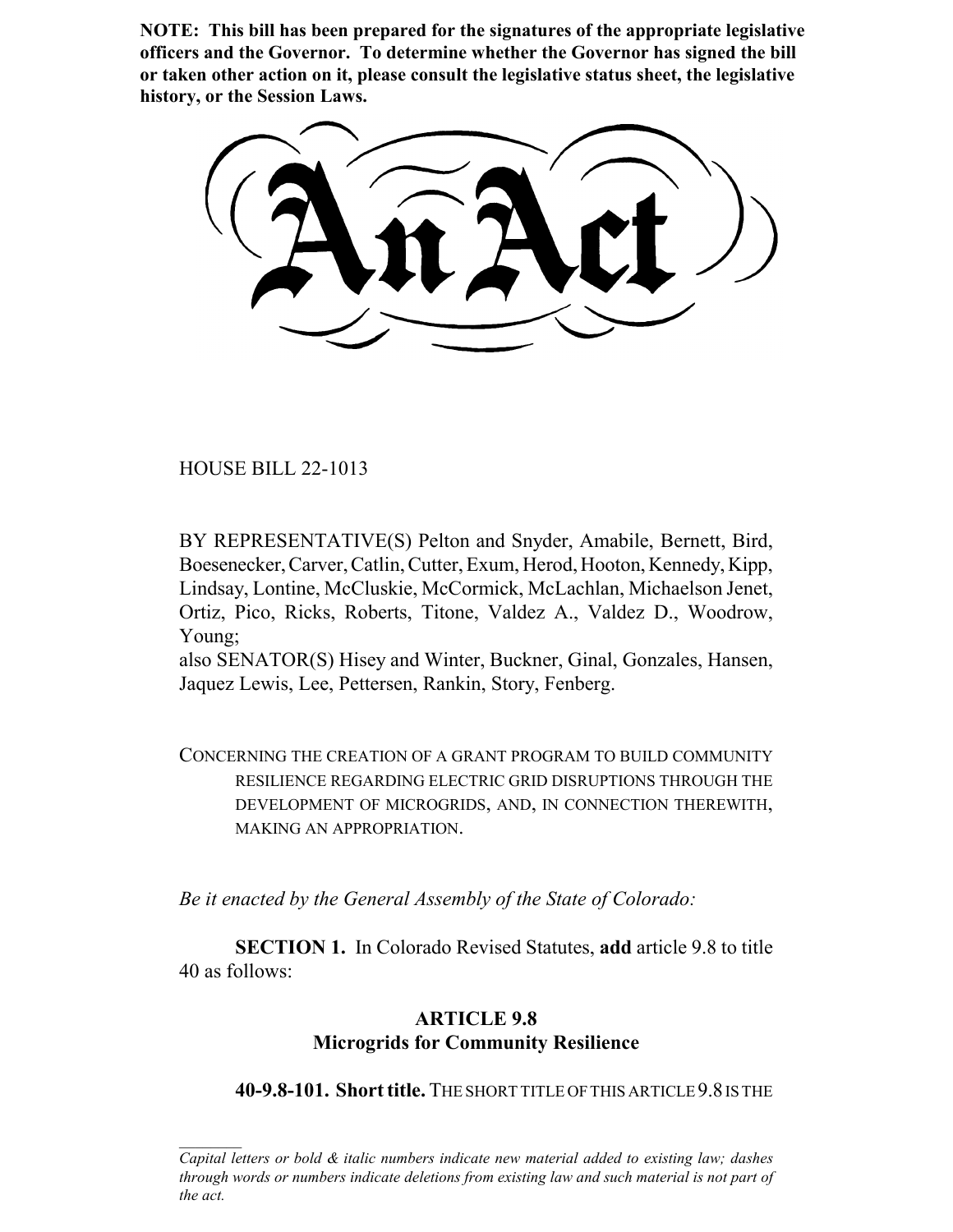**NOTE: This bill has been prepared for the signatures of the appropriate legislative officers and the Governor. To determine whether the Governor has signed the bill or taken other action on it, please consult the legislative status sheet, the legislative history, or the Session Laws.**

# An Act

HOUSE BILL 22-1013

BY REPRESENTATIVE(S) Pelton and Snyder, Amabile, Bernett, Bird, Boesenecker, Carver, Catlin, Cutter, Exum, Herod, Hooton, Kennedy, Kipp, Lindsay, Lontine, McCluskie, McCormick, McLachlan, Michaelson Jenet, Ortiz, Pico, Ricks, Roberts, Titone, Valdez A., Valdez D., Woodrow, Young;
also SENATOR(S) Hisey and Winter, Buckner, Ginal, Gonzales, Hansen, Jaquez Lewis, Lee, Pettersen, Rankin, Story, Fenberg.

CONCERNING THE CREATION OF A GRANT PROGRAM TO BUILD COMMUNITY RESILIENCE REGARDING ELECTRIC GRID DISRUPTIONS THROUGH THE DEVELOPMENT OF MICROGRIDS, AND, IN CONNECTION THEREWITH, MAKING AN APPROPRIATION.

*Be it enacted by the General Assembly of the State of Colorado:*

**SECTION 1.** In Colorado Revised Statutes, **add** article 9.8 to title 40 as follows:

## ARTICLE 9.8
## Microgrids for Community Resilience

**40-9.8-101. Short title.** THE SHORT TITLE OF THIS ARTICLE 9.8 IS THE

---

*Capital letters or bold & italic numbers indicate new material added to existing law; dashes through words or numbers indicate deletions from existing law and such material is not part of the act.*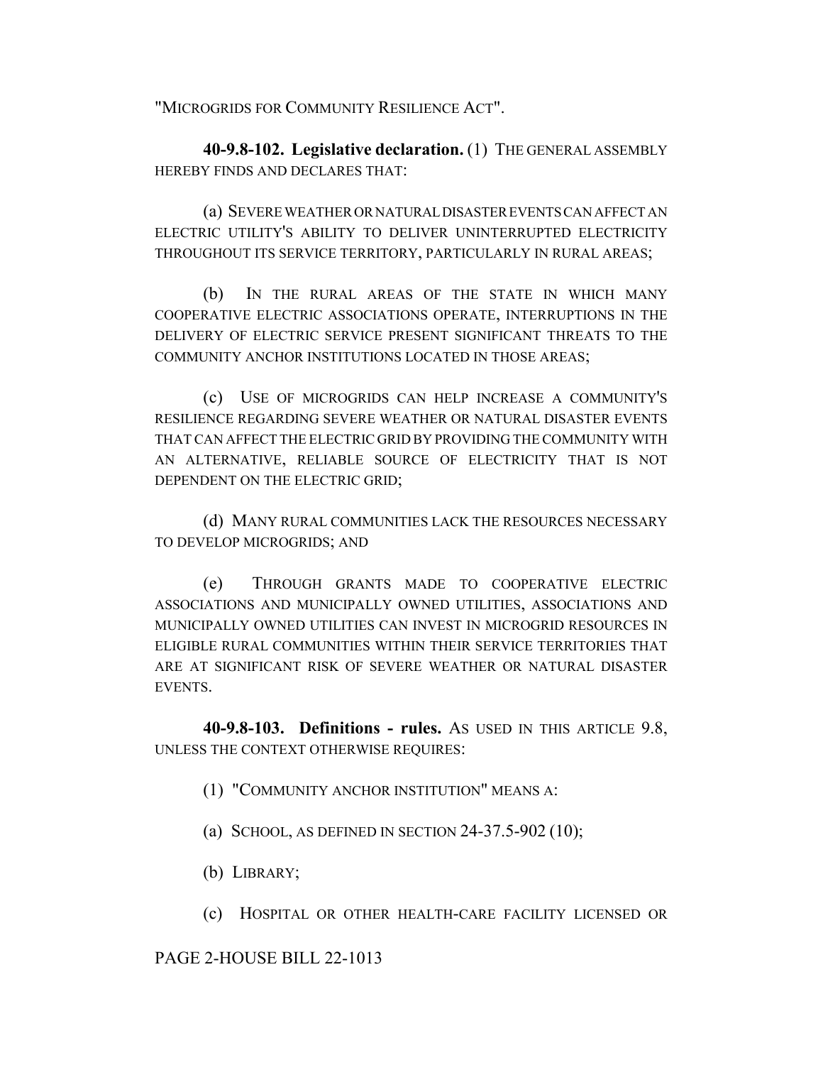"MICROGRIDS FOR COMMUNITY RESILIENCE ACT".

**40-9.8-102. Legislative declaration.** (1) THE GENERAL ASSEMBLY HEREBY FINDS AND DECLARES THAT:

(a) SEVERE WEATHER OR NATURAL DISASTER EVENTS CAN AFFECT AN ELECTRIC UTILITY'S ABILITY TO DELIVER UNINTERRUPTED ELECTRICITY THROUGHOUT ITS SERVICE TERRITORY, PARTICULARLY IN RURAL AREAS;

(b) IN THE RURAL AREAS OF THE STATE IN WHICH MANY COOPERATIVE ELECTRIC ASSOCIATIONS OPERATE, INTERRUPTIONS IN THE DELIVERY OF ELECTRIC SERVICE PRESENT SIGNIFICANT THREATS TO THE COMMUNITY ANCHOR INSTITUTIONS LOCATED IN THOSE AREAS;

(c) USE OF MICROGRIDS CAN HELP INCREASE A COMMUNITY'S RESILIENCE REGARDING SEVERE WEATHER OR NATURAL DISASTER EVENTS THAT CAN AFFECT THE ELECTRIC GRID BY PROVIDING THE COMMUNITY WITH AN ALTERNATIVE, RELIABLE SOURCE OF ELECTRICITY THAT IS NOT DEPENDENT ON THE ELECTRIC GRID;

(d) MANY RURAL COMMUNITIES LACK THE RESOURCES NECESSARY TO DEVELOP MICROGRIDS; AND

(e) THROUGH GRANTS MADE TO COOPERATIVE ELECTRIC ASSOCIATIONS AND MUNICIPALLY OWNED UTILITIES, ASSOCIATIONS AND MUNICIPALLY OWNED UTILITIES CAN INVEST IN MICROGRID RESOURCES IN ELIGIBLE RURAL COMMUNITIES WITHIN THEIR SERVICE TERRITORIES THAT ARE AT SIGNIFICANT RISK OF SEVERE WEATHER OR NATURAL DISASTER EVENTS.

**40-9.8-103. Definitions - rules.** AS USED IN THIS ARTICLE 9.8, UNLESS THE CONTEXT OTHERWISE REQUIRES:

(1) "COMMUNITY ANCHOR INSTITUTION" MEANS A:

(a) SCHOOL, AS DEFINED IN SECTION 24-37.5-902 (10);

(b) LIBRARY;

(c) HOSPITAL OR OTHER HEALTH-CARE FACILITY LICENSED OR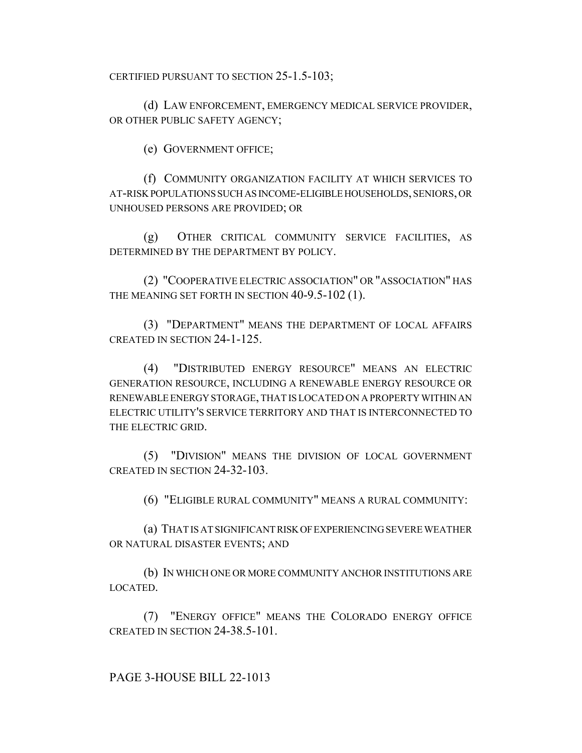CERTIFIED PURSUANT TO SECTION 25-1.5-103;

(d) LAW ENFORCEMENT, EMERGENCY MEDICAL SERVICE PROVIDER, OR OTHER PUBLIC SAFETY AGENCY;

(e) GOVERNMENT OFFICE;

(f) COMMUNITY ORGANIZATION FACILITY AT WHICH SERVICES TO AT-RISK POPULATIONS SUCH AS INCOME-ELIGIBLE HOUSEHOLDS, SENIORS, OR UNHOUSED PERSONS ARE PROVIDED; OR

(g) OTHER CRITICAL COMMUNITY SERVICE FACILITIES, AS DETERMINED BY THE DEPARTMENT BY POLICY.

(2) "COOPERATIVE ELECTRIC ASSOCIATION" OR "ASSOCIATION" HAS THE MEANING SET FORTH IN SECTION 40-9.5-102 (1).

(3) "DEPARTMENT" MEANS THE DEPARTMENT OF LOCAL AFFAIRS CREATED IN SECTION 24-1-125.

(4) "DISTRIBUTED ENERGY RESOURCE" MEANS AN ELECTRIC GENERATION RESOURCE, INCLUDING A RENEWABLE ENERGY RESOURCE OR RENEWABLE ENERGY STORAGE, THAT IS LOCATED ON A PROPERTY WITHIN AN ELECTRIC UTILITY'S SERVICE TERRITORY AND THAT IS INTERCONNECTED TO THE ELECTRIC GRID.

(5) "DIVISION" MEANS THE DIVISION OF LOCAL GOVERNMENT CREATED IN SECTION 24-32-103.

(6) "ELIGIBLE RURAL COMMUNITY" MEANS A RURAL COMMUNITY:

(a) THAT IS AT SIGNIFICANT RISK OF EXPERIENCING SEVERE WEATHER OR NATURAL DISASTER EVENTS; AND

(b) IN WHICH ONE OR MORE COMMUNITY ANCHOR INSTITUTIONS ARE LOCATED.

(7) "ENERGY OFFICE" MEANS THE COLORADO ENERGY OFFICE CREATED IN SECTION 24-38.5-101.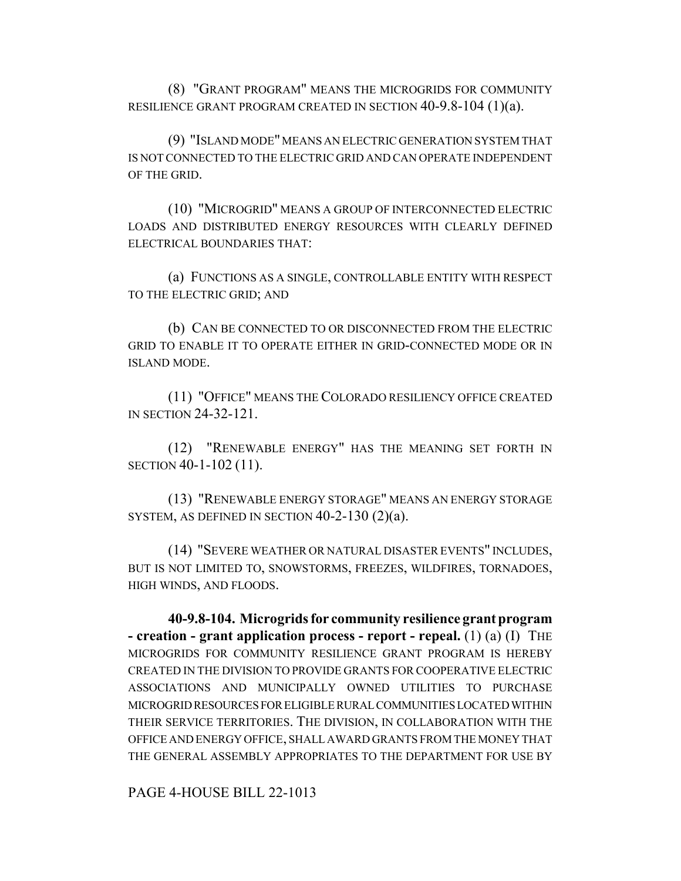(8) "GRANT PROGRAM" MEANS THE MICROGRIDS FOR COMMUNITY RESILIENCE GRANT PROGRAM CREATED IN SECTION 40-9.8-104 (1)(a).

(9) "ISLAND MODE" MEANS AN ELECTRIC GENERATION SYSTEM THAT IS NOT CONNECTED TO THE ELECTRIC GRID AND CAN OPERATE INDEPENDENT OF THE GRID.

(10) "MICROGRID" MEANS A GROUP OF INTERCONNECTED ELECTRIC LOADS AND DISTRIBUTED ENERGY RESOURCES WITH CLEARLY DEFINED ELECTRICAL BOUNDARIES THAT:

(a) FUNCTIONS AS A SINGLE, CONTROLLABLE ENTITY WITH RESPECT TO THE ELECTRIC GRID; AND

(b) CAN BE CONNECTED TO OR DISCONNECTED FROM THE ELECTRIC GRID TO ENABLE IT TO OPERATE EITHER IN GRID-CONNECTED MODE OR IN ISLAND MODE.

(11) "OFFICE" MEANS THE COLORADO RESILIENCY OFFICE CREATED IN SECTION 24-32-121.

(12) "RENEWABLE ENERGY" HAS THE MEANING SET FORTH IN SECTION 40-1-102 (11).

(13) "RENEWABLE ENERGY STORAGE" MEANS AN ENERGY STORAGE SYSTEM, AS DEFINED IN SECTION 40-2-130 (2)(a).

(14) "SEVERE WEATHER OR NATURAL DISASTER EVENTS" INCLUDES, BUT IS NOT LIMITED TO, SNOWSTORMS, FREEZES, WILDFIRES, TORNADOES, HIGH WINDS, AND FLOODS.

**40-9.8-104. Microgrids for community resilience grant program - creation - grant application process - report - repeal.** (1) (a) (I) THE MICROGRIDS FOR COMMUNITY RESILIENCE GRANT PROGRAM IS HEREBY CREATED IN THE DIVISION TO PROVIDE GRANTS FOR COOPERATIVE ELECTRIC ASSOCIATIONS AND MUNICIPALLY OWNED UTILITIES TO PURCHASE MICROGRID RESOURCES FOR ELIGIBLE RURAL COMMUNITIES LOCATED WITHIN THEIR SERVICE TERRITORIES. THE DIVISION, IN COLLABORATION WITH THE OFFICE AND ENERGY OFFICE, SHALL AWARD GRANTS FROM THE MONEY THAT THE GENERAL ASSEMBLY APPROPRIATES TO THE DEPARTMENT FOR USE BY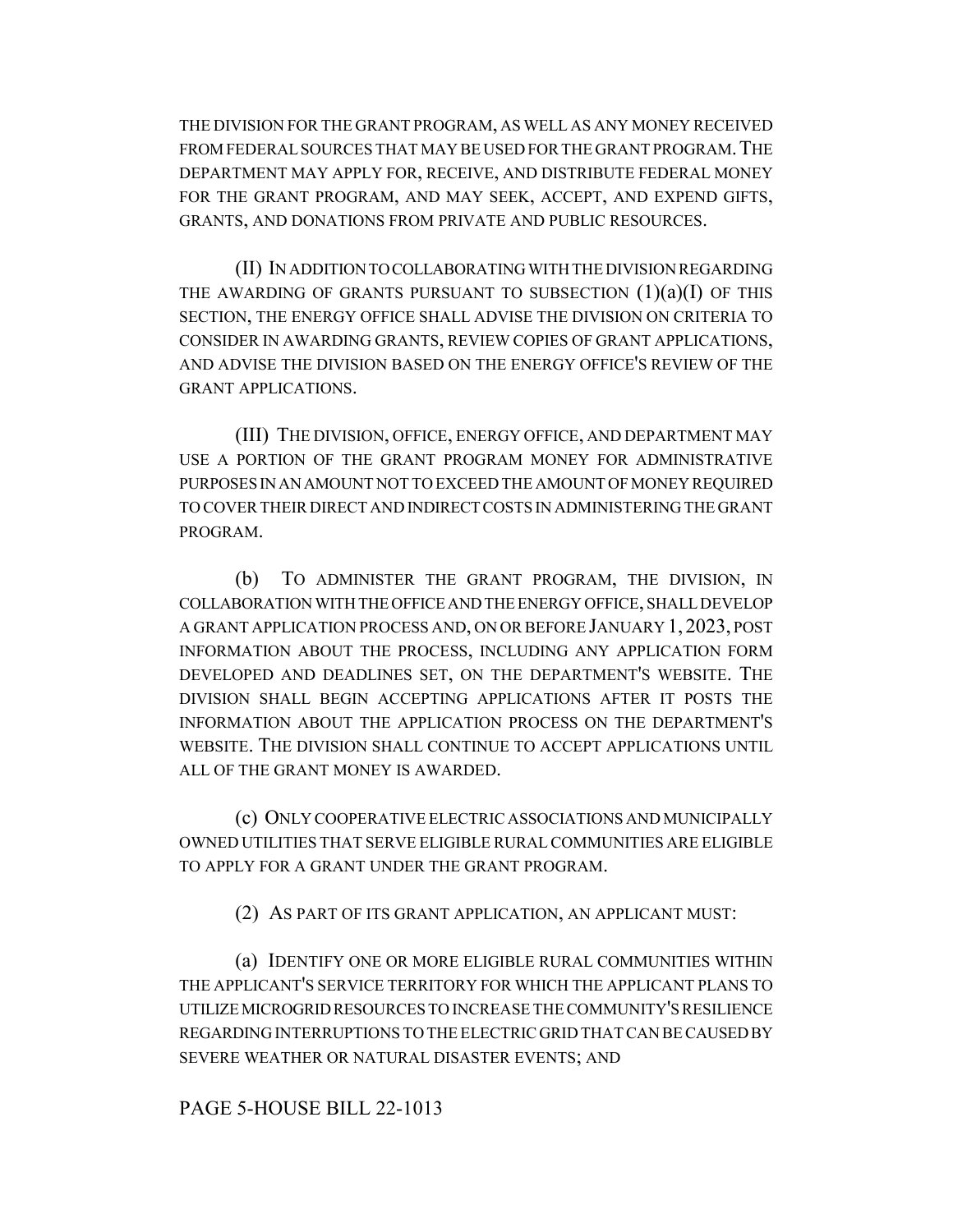THE DIVISION FOR THE GRANT PROGRAM, AS WELL AS ANY MONEY RECEIVED FROM FEDERAL SOURCES THAT MAY BE USED FOR THE GRANT PROGRAM. THE DEPARTMENT MAY APPLY FOR, RECEIVE, AND DISTRIBUTE FEDERAL MONEY FOR THE GRANT PROGRAM, AND MAY SEEK, ACCEPT, AND EXPEND GIFTS, GRANTS, AND DONATIONS FROM PRIVATE AND PUBLIC RESOURCES.

(II) IN ADDITION TO COLLABORATING WITH THE DIVISION REGARDING THE AWARDING OF GRANTS PURSUANT TO SUBSECTION (1)(a)(I) OF THIS SECTION, THE ENERGY OFFICE SHALL ADVISE THE DIVISION ON CRITERIA TO CONSIDER IN AWARDING GRANTS, REVIEW COPIES OF GRANT APPLICATIONS, AND ADVISE THE DIVISION BASED ON THE ENERGY OFFICE'S REVIEW OF THE GRANT APPLICATIONS.

(III) THE DIVISION, OFFICE, ENERGY OFFICE, AND DEPARTMENT MAY USE A PORTION OF THE GRANT PROGRAM MONEY FOR ADMINISTRATIVE PURPOSES IN AN AMOUNT NOT TO EXCEED THE AMOUNT OF MONEY REQUIRED TO COVER THEIR DIRECT AND INDIRECT COSTS IN ADMINISTERING THE GRANT PROGRAM.

(b) TO ADMINISTER THE GRANT PROGRAM, THE DIVISION, IN COLLABORATION WITH THE OFFICE AND THE ENERGY OFFICE, SHALL DEVELOP A GRANT APPLICATION PROCESS AND, ON OR BEFORE JANUARY 1, 2023, POST INFORMATION ABOUT THE PROCESS, INCLUDING ANY APPLICATION FORM DEVELOPED AND DEADLINES SET, ON THE DEPARTMENT'S WEBSITE. THE DIVISION SHALL BEGIN ACCEPTING APPLICATIONS AFTER IT POSTS THE INFORMATION ABOUT THE APPLICATION PROCESS ON THE DEPARTMENT'S WEBSITE. THE DIVISION SHALL CONTINUE TO ACCEPT APPLICATIONS UNTIL ALL OF THE GRANT MONEY IS AWARDED.

(c) ONLY COOPERATIVE ELECTRIC ASSOCIATIONS AND MUNICIPALLY OWNED UTILITIES THAT SERVE ELIGIBLE RURAL COMMUNITIES ARE ELIGIBLE TO APPLY FOR A GRANT UNDER THE GRANT PROGRAM.

(2) AS PART OF ITS GRANT APPLICATION, AN APPLICANT MUST:

(a) IDENTIFY ONE OR MORE ELIGIBLE RURAL COMMUNITIES WITHIN THE APPLICANT'S SERVICE TERRITORY FOR WHICH THE APPLICANT PLANS TO UTILIZE MICROGRID RESOURCES TO INCREASE THE COMMUNITY'S RESILIENCE REGARDING INTERRUPTIONS TO THE ELECTRIC GRID THAT CAN BE CAUSED BY SEVERE WEATHER OR NATURAL DISASTER EVENTS; AND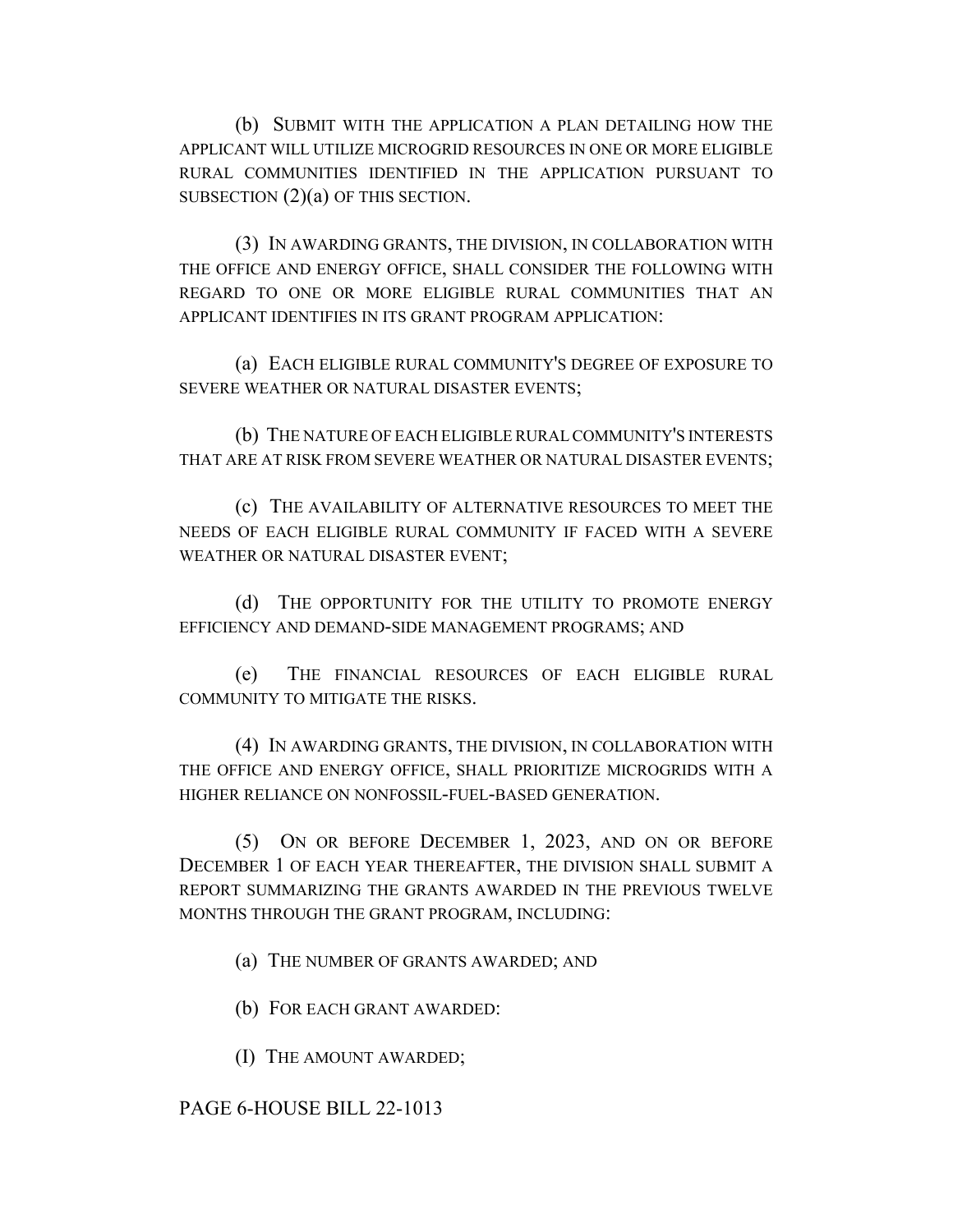(b) SUBMIT WITH THE APPLICATION A PLAN DETAILING HOW THE APPLICANT WILL UTILIZE MICROGRID RESOURCES IN ONE OR MORE ELIGIBLE RURAL COMMUNITIES IDENTIFIED IN THE APPLICATION PURSUANT TO SUBSECTION (2)(a) OF THIS SECTION.

(3) IN AWARDING GRANTS, THE DIVISION, IN COLLABORATION WITH THE OFFICE AND ENERGY OFFICE, SHALL CONSIDER THE FOLLOWING WITH REGARD TO ONE OR MORE ELIGIBLE RURAL COMMUNITIES THAT AN APPLICANT IDENTIFIES IN ITS GRANT PROGRAM APPLICATION:

(a) EACH ELIGIBLE RURAL COMMUNITY'S DEGREE OF EXPOSURE TO SEVERE WEATHER OR NATURAL DISASTER EVENTS;

(b) THE NATURE OF EACH ELIGIBLE RURAL COMMUNITY'S INTERESTS THAT ARE AT RISK FROM SEVERE WEATHER OR NATURAL DISASTER EVENTS;

(c) THE AVAILABILITY OF ALTERNATIVE RESOURCES TO MEET THE NEEDS OF EACH ELIGIBLE RURAL COMMUNITY IF FACED WITH A SEVERE WEATHER OR NATURAL DISASTER EVENT;

(d) THE OPPORTUNITY FOR THE UTILITY TO PROMOTE ENERGY EFFICIENCY AND DEMAND-SIDE MANAGEMENT PROGRAMS; AND

(e) THE FINANCIAL RESOURCES OF EACH ELIGIBLE RURAL COMMUNITY TO MITIGATE THE RISKS.

(4) IN AWARDING GRANTS, THE DIVISION, IN COLLABORATION WITH THE OFFICE AND ENERGY OFFICE, SHALL PRIORITIZE MICROGRIDS WITH A HIGHER RELIANCE ON NONFOSSIL-FUEL-BASED GENERATION.

(5) ON OR BEFORE DECEMBER 1, 2023, AND ON OR BEFORE DECEMBER 1 OF EACH YEAR THEREAFTER, THE DIVISION SHALL SUBMIT A REPORT SUMMARIZING THE GRANTS AWARDED IN THE PREVIOUS TWELVE MONTHS THROUGH THE GRANT PROGRAM, INCLUDING:

(a) THE NUMBER OF GRANTS AWARDED; AND

(b) FOR EACH GRANT AWARDED:

(I) THE AMOUNT AWARDED;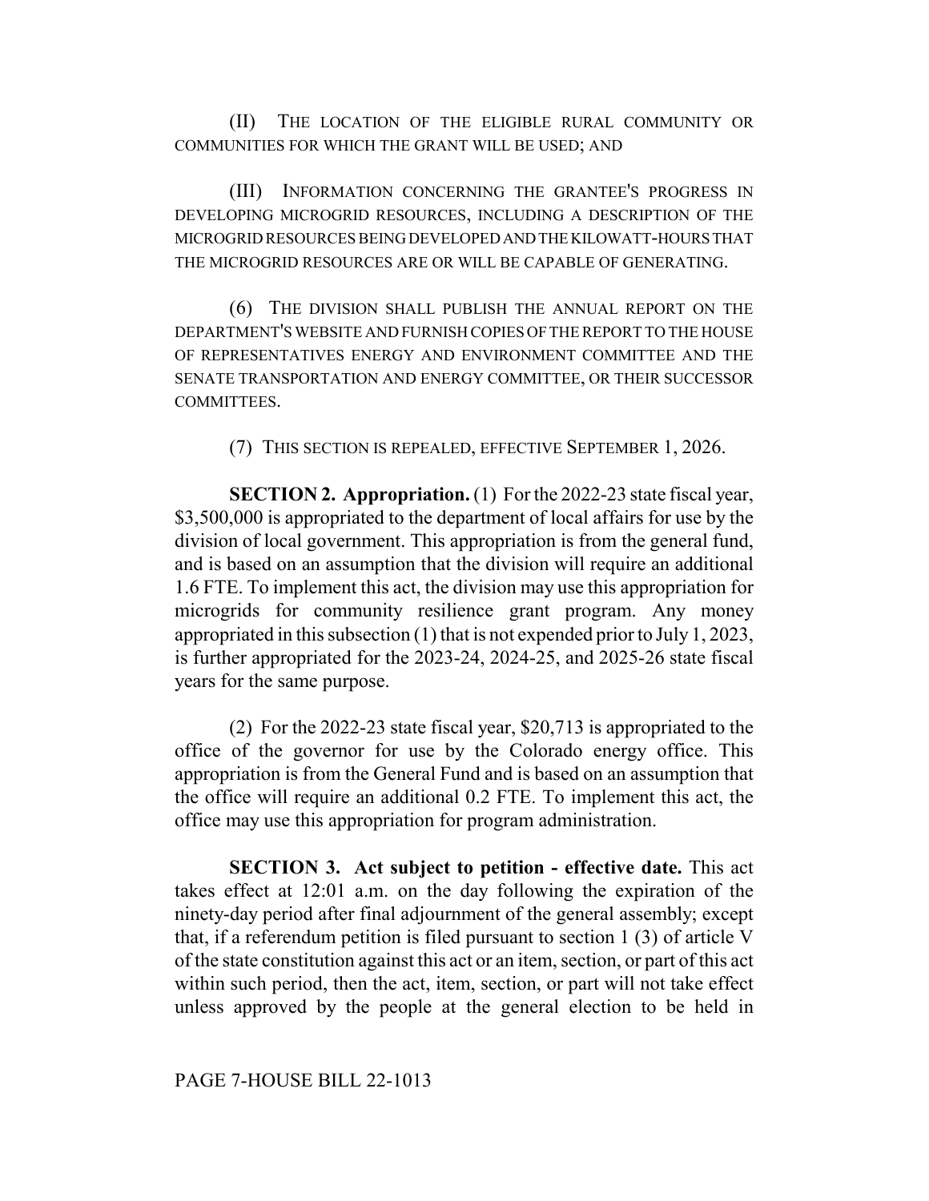(II) THE LOCATION OF THE ELIGIBLE RURAL COMMUNITY OR COMMUNITIES FOR WHICH THE GRANT WILL BE USED; AND

(III) INFORMATION CONCERNING THE GRANTEE'S PROGRESS IN DEVELOPING MICROGRID RESOURCES, INCLUDING A DESCRIPTION OF THE MICROGRID RESOURCES BEING DEVELOPED AND THE KILOWATT-HOURS THAT THE MICROGRID RESOURCES ARE OR WILL BE CAPABLE OF GENERATING.

(6) THE DIVISION SHALL PUBLISH THE ANNUAL REPORT ON THE DEPARTMENT'S WEBSITE AND FURNISH COPIES OF THE REPORT TO THE HOUSE OF REPRESENTATIVES ENERGY AND ENVIRONMENT COMMITTEE AND THE SENATE TRANSPORTATION AND ENERGY COMMITTEE, OR THEIR SUCCESSOR COMMITTEES.

(7) THIS SECTION IS REPEALED, EFFECTIVE SEPTEMBER 1, 2026.

**SECTION 2. Appropriation.** (1) For the 2022-23 state fiscal year, $3,500,000 is appropriated to the department of local affairs for use by the division of local government. This appropriation is from the general fund, and is based on an assumption that the division will require an additional 1.6 FTE. To implement this act, the division may use this appropriation for microgrids for community resilience grant program. Any money appropriated in this subsection (1) that is not expended prior to July 1, 2023, is further appropriated for the 2023-24, 2024-25, and 2025-26 state fiscal years for the same purpose.

(2) For the 2022-23 state fiscal year, $20,713 is appropriated to the office of the governor for use by the Colorado energy office. This appropriation is from the General Fund and is based on an assumption that the office will require an additional 0.2 FTE. To implement this act, the office may use this appropriation for program administration.

**SECTION 3. Act subject to petition - effective date.** This act takes effect at 12:01 a.m. on the day following the expiration of the ninety-day period after final adjournment of the general assembly; except that, if a referendum petition is filed pursuant to section 1 (3) of article V of the state constitution against this act or an item, section, or part of this act within such period, then the act, item, section, or part will not take effect unless approved by the people at the general election to be held in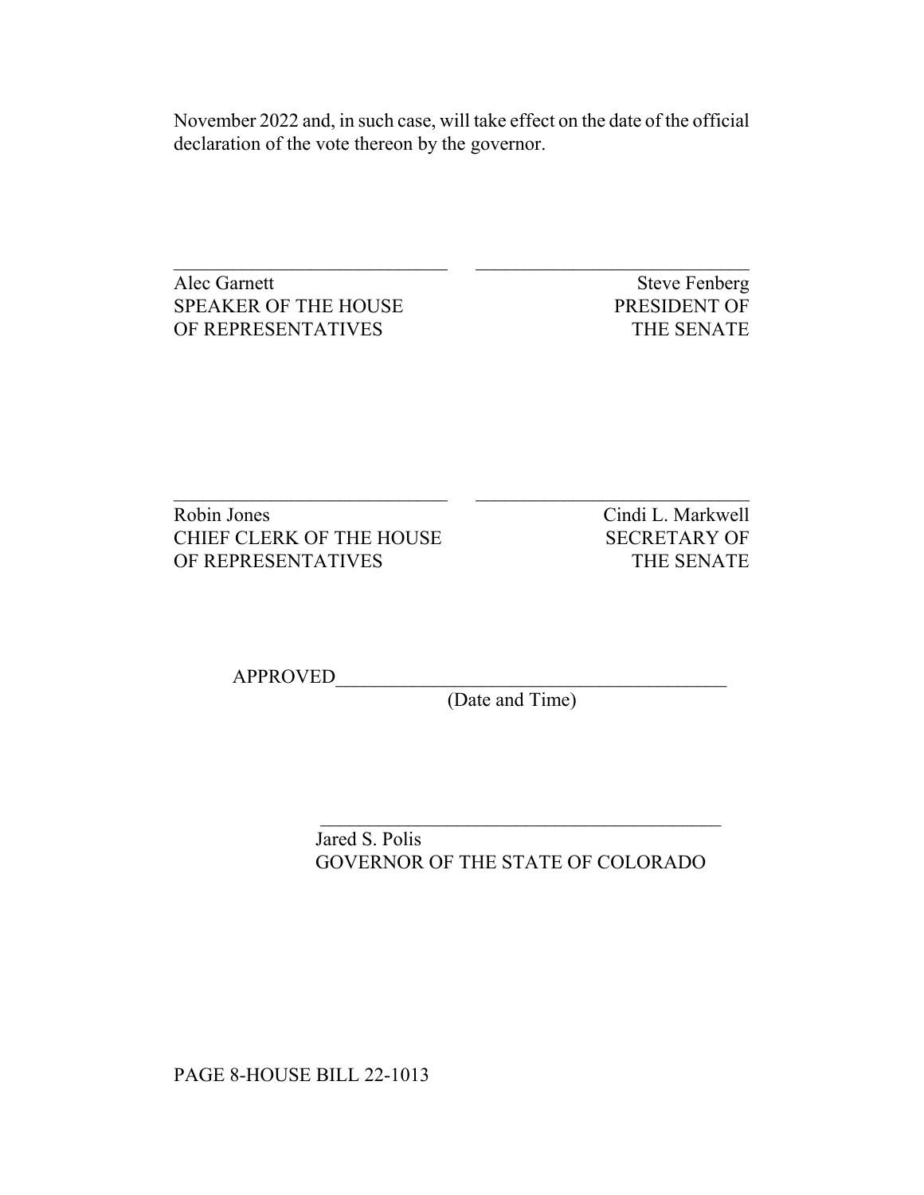November 2022 and, in such case, will take effect on the date of the official declaration of the vote thereon by the governor.

\_\_\_\_\_\_\_\_\_\_\_\_\_\_\_\_\_\_\_\_\_\_\_\_\_\_\_\_
Alec Garnett
SPEAKER OF THE HOUSE
OF REPRESENTATIVES

\_\_\_\_\_\_\_\_\_\_\_\_\_\_\_\_\_\_\_\_\_\_\_\_\_\_\_\_
Steve Fenberg
PRESIDENT OF
THE SENATE

\_\_\_\_\_\_\_\_\_\_\_\_\_\_\_\_\_\_\_\_\_\_\_\_\_\_\_\_
Robin Jones
CHIEF CLERK OF THE HOUSE
OF REPRESENTATIVES

\_\_\_\_\_\_\_\_\_\_\_\_\_\_\_\_\_\_\_\_\_\_\_\_\_\_\_\_
Cindi L. Markwell
SECRETARY OF
THE SENATE

APPROVED\_\_\_\_\_\_\_\_\_\_\_\_\_\_\_\_\_\_\_\_\_\_\_\_\_\_\_\_\_\_\_\_\_\_\_\_\_\_\_\_
(Date and Time)

\_\_\_\_\_\_\_\_\_\_\_\_\_\_\_\_\_\_\_\_\_\_\_\_\_\_\_\_\_\_\_\_\_\_\_\_\_\_\_\_\_
Jared S. Polis
GOVERNOR OF THE STATE OF COLORADO

PAGE 8-HOUSE BILL 22-1013